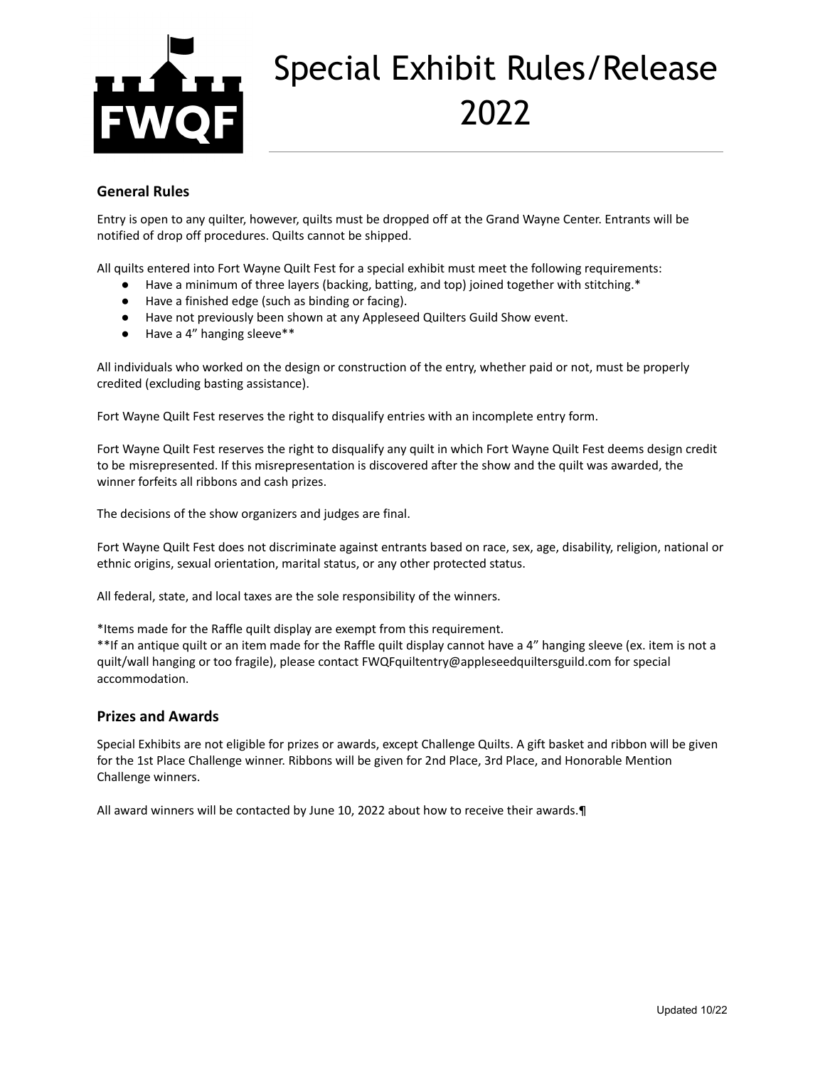# Special Exhibit Rules/Release 2022

## General Rules

Entry is open to any quilter, however, quilts must be dropped off at the Grand Wayne Center. Entrants will be notified of drop off procedures. Quilts cannot be shipped.

All quilts entered into Fort Wayne Quilt Fest for a special exhibit must meet the following requirements:

- Have a minimum of three layers (backing, batting, and top) joined together with stitching.*
- Have a finished edge (such as binding or facing).
- Have not previously been shown at any Appleseed Quilters Guild Show event.
- Have a 4" hanging sleeve**

All individuals who worked on the design or construction of the entry, whether paid or not, must be properly credited (excluding basting assistance).

Fort Wayne Quilt Fest reserves the right to disqualify entries with an incomplete entry form.

Fort Wayne Quilt Fest reserves the right to disqualify any quilt in which Fort Wayne Quilt Fest deems design credit to be misrepresented. If this misrepresentation is discovered after the show and the quilt was awarded, the winner forfeits all ribbons and cash prizes.

The decisions of the show organizers and judges are final.

Fort Wayne Quilt Fest does not discriminate against entrants based on race, sex, age, disability, religion, national or ethnic origins, sexual orientation, marital status, or any other protected status.

All federal, state, and local taxes are the sole responsibility of the winners.

*Items made for the Raffle quilt display are exempt from this requirement.
**If an antique quilt or an item made for the Raffle quilt display cannot have a 4" hanging sleeve (ex. item is not a quilt/wall hanging or too fragile), please contact FWQFquiltentry@appleseedquiltersguild.com for special accommodation.

## Prizes and Awards

Special Exhibits are not eligible for prizes or awards, except Challenge Quilts. A gift basket and ribbon will be given for the 1st Place Challenge winner. Ribbons will be given for 2nd Place, 3rd Place, and Honorable Mention Challenge winners.

All award winners will be contacted by June 10, 2022 about how to receive their awards.¶

Updated 10/22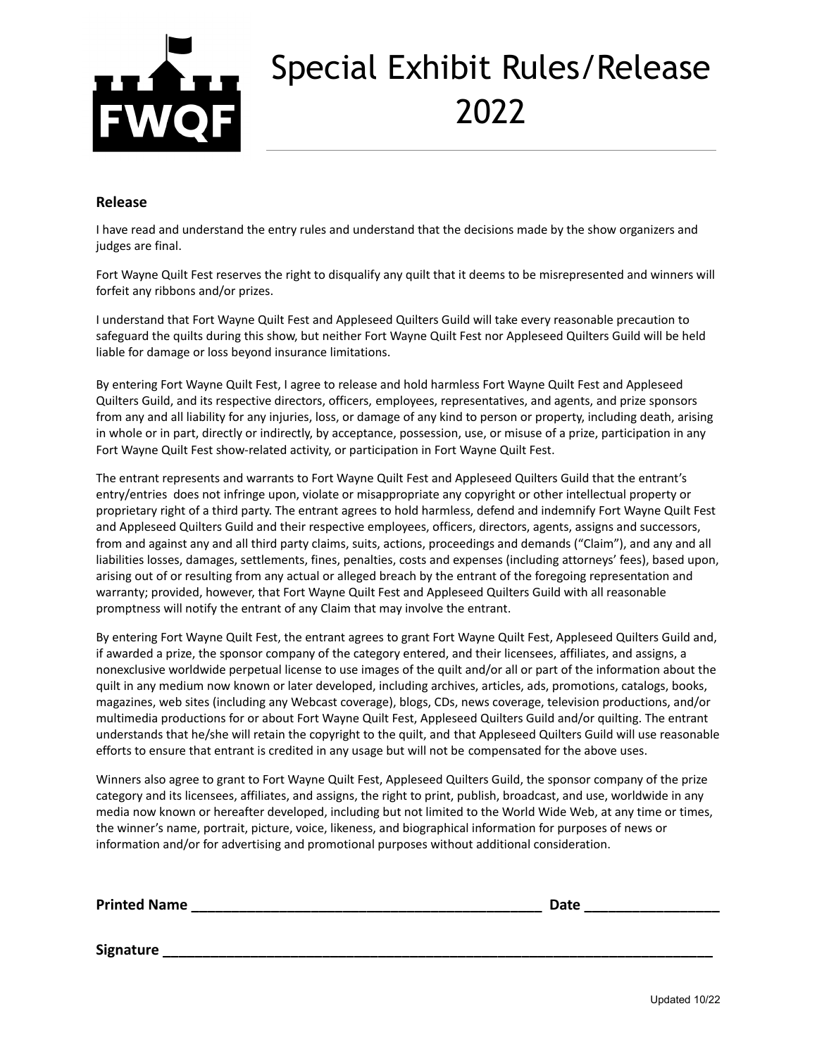# Special Exhibit Rules/Release 2022

FWQF

### Release

I have read and understand the entry rules and understand that the decisions made by the show organizers and judges are final.

Fort Wayne Quilt Fest reserves the right to disqualify any quilt that it deems to be misrepresented and winners will forfeit any ribbons and/or prizes.

I understand that Fort Wayne Quilt Fest and Appleseed Quilters Guild will take every reasonable precaution to safeguard the quilts during this show, but neither Fort Wayne Quilt Fest nor Appleseed Quilters Guild will be held liable for damage or loss beyond insurance limitations.

By entering Fort Wayne Quilt Fest, I agree to release and hold harmless Fort Wayne Quilt Fest and Appleseed Quilters Guild, and its respective directors, officers, employees, representatives, and agents, and prize sponsors from any and all liability for any injuries, loss, or damage of any kind to person or property, including death, arising in whole or in part, directly or indirectly, by acceptance, possession, use, or misuse of a prize, participation in any Fort Wayne Quilt Fest show-related activity, or participation in Fort Wayne Quilt Fest.

The entrant represents and warrants to Fort Wayne Quilt Fest and Appleseed Quilters Guild that the entrant's entry/entries does not infringe upon, violate or misappropriate any copyright or other intellectual property or proprietary right of a third party. The entrant agrees to hold harmless, defend and indemnify Fort Wayne Quilt Fest and Appleseed Quilters Guild and their respective employees, officers, directors, agents, assigns and successors, from and against any and all third party claims, suits, actions, proceedings and demands ("Claim"), and any and all liabilities losses, damages, settlements, fines, penalties, costs and expenses (including attorneys' fees), based upon, arising out of or resulting from any actual or alleged breach by the entrant of the foregoing representation and warranty; provided, however, that Fort Wayne Quilt Fest and Appleseed Quilters Guild with all reasonable promptness will notify the entrant of any Claim that may involve the entrant.

By entering Fort Wayne Quilt Fest, the entrant agrees to grant Fort Wayne Quilt Fest, Appleseed Quilters Guild and, if awarded a prize, the sponsor company of the category entered, and their licensees, affiliates, and assigns, a nonexclusive worldwide perpetual license to use images of the quilt and/or all or part of the information about the quilt in any medium now known or later developed, including archives, articles, ads, promotions, catalogs, books, magazines, web sites (including any Webcast coverage), blogs, CDs, news coverage, television productions, and/or multimedia productions for or about Fort Wayne Quilt Fest, Appleseed Quilters Guild and/or quilting. The entrant understands that he/she will retain the copyright to the quilt, and that Appleseed Quilters Guild will use reasonable efforts to ensure that entrant is credited in any usage but will not be compensated for the above uses.

Winners also agree to grant to Fort Wayne Quilt Fest, Appleseed Quilters Guild, the sponsor company of the prize category and its licensees, affiliates, and assigns, the right to print, publish, broadcast, and use, worldwide in any media now known or hereafter developed, including but not limited to the World Wide Web, at any time or times, the winner's name, portrait, picture, voice, likeness, and biographical information for purposes of news or information and/or for advertising and promotional purposes without additional consideration.

**Printed Name** ____________________________________________ **Date** ________________

**Signature** ______________________________________________________________________

Updated 10/22